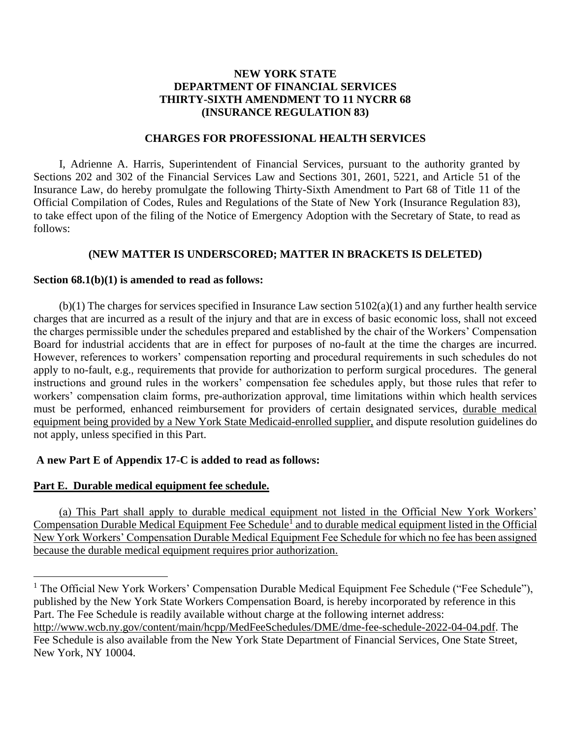**NEW YORK STATE**
**DEPARTMENT OF FINANCIAL SERVICES**
**THIRTY-SIXTH AMENDMENT TO 11 NYCRR 68**
**(INSURANCE REGULATION 83)**

**CHARGES FOR PROFESSIONAL HEALTH SERVICES**

I, Adrienne A. Harris, Superintendent of Financial Services, pursuant to the authority granted by Sections 202 and 302 of the Financial Services Law and Sections 301, 2601, 5221, and Article 51 of the Insurance Law, do hereby promulgate the following Thirty-Sixth Amendment to Part 68 of Title 11 of the Official Compilation of Codes, Rules and Regulations of the State of New York (Insurance Regulation 83), to take effect upon of the filing of the Notice of Emergency Adoption with the Secretary of State, to read as follows:

**(NEW MATTER IS UNDERSCORED; MATTER IN BRACKETS IS DELETED)**

**Section 68.1(b)(1) is amended to read as follows:**

(b)(1) The charges for services specified in Insurance Law section 5102(a)(1) and any further health service charges that are incurred as a result of the injury and that are in excess of basic economic loss, shall not exceed the charges permissible under the schedules prepared and established by the chair of the Workers' Compensation Board for industrial accidents that are in effect for purposes of no-fault at the time the charges are incurred. However, references to workers' compensation reporting and procedural requirements in such schedules do not apply to no-fault, e.g., requirements that provide for authorization to perform surgical procedures. The general instructions and ground rules in the workers' compensation fee schedules apply, but those rules that refer to workers' compensation claim forms, pre-authorization approval, time limitations within which health services must be performed, enhanced reimbursement for providers of certain designated services, <u>durable medical equipment being provided by a New York State Medicaid-enrolled supplier,</u> and dispute resolution guidelines do not apply, unless specified in this Part.

**A new Part E of Appendix 17-C is added to read as follows:**

**<u>Part E. Durable medical equipment fee schedule.</u>**

<u>(a) This Part shall apply to durable medical equipment not listed in the Official New York Workers' Compensation Durable Medical Equipment Fee Schedule[1] and to durable medical equipment listed in the Official New York Workers' Compensation Durable Medical Equipment Fee Schedule for which no fee has been assigned because the durable medical equipment requires prior authorization.</u>

---

[1] The Official New York Workers' Compensation Durable Medical Equipment Fee Schedule ("Fee Schedule"), published by the New York State Workers Compensation Board, is hereby incorporated by reference in this Part. The Fee Schedule is readily available without charge at the following internet address: http://www.wcb.ny.gov/content/main/hcpp/MedFeeSchedules/DME/dme-fee-schedule-2022-04-04.pdf. The Fee Schedule is also available from the New York State Department of Financial Services, One State Street, New York, NY 10004.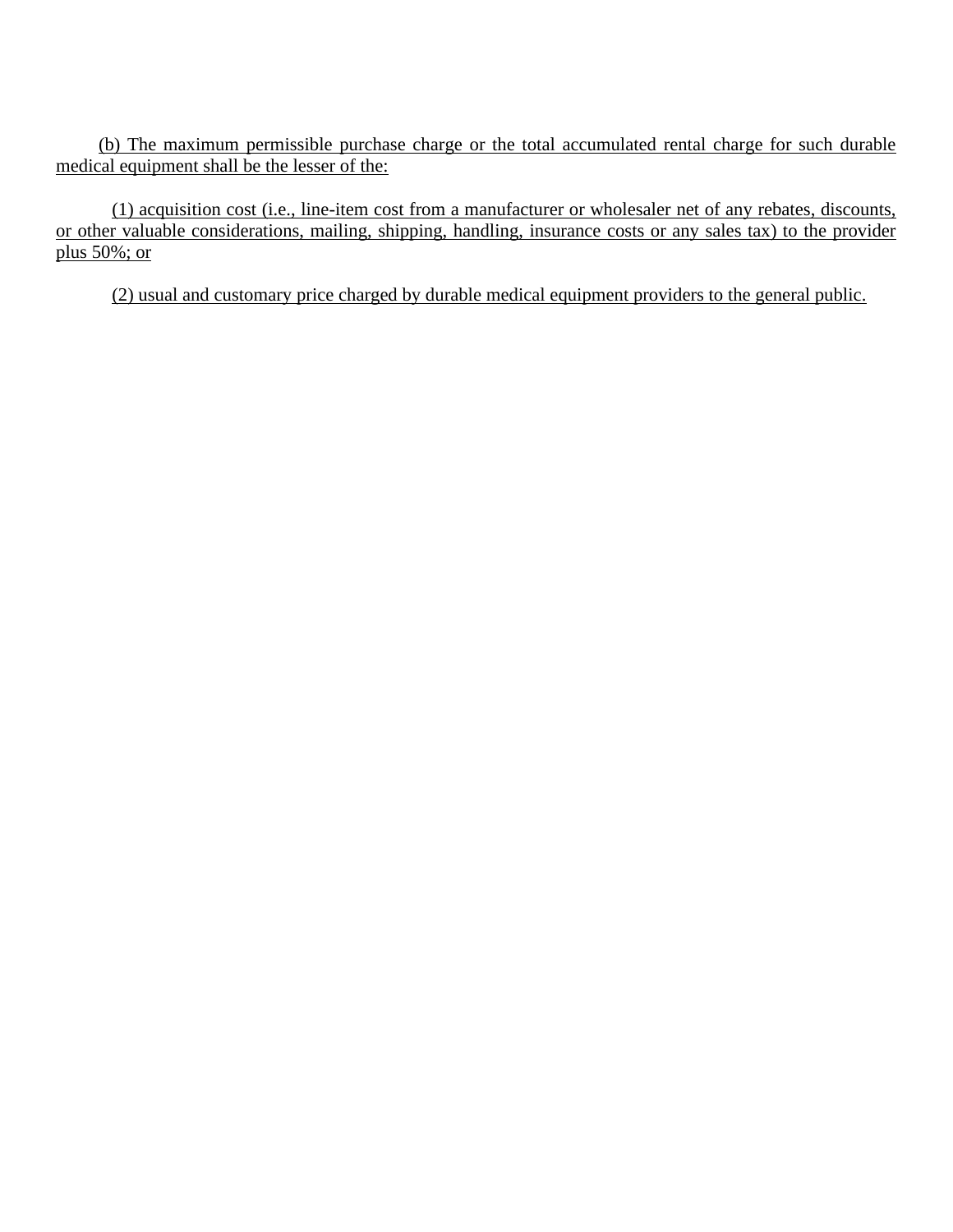(b) The maximum permissible purchase charge or the total accumulated rental charge for such durable medical equipment shall be the lesser of the:

(1) acquisition cost (i.e., line-item cost from a manufacturer or wholesaler net of any rebates, discounts, or other valuable considerations, mailing, shipping, handling, insurance costs or any sales tax) to the provider plus 50%; or

(2) usual and customary price charged by durable medical equipment providers to the general public.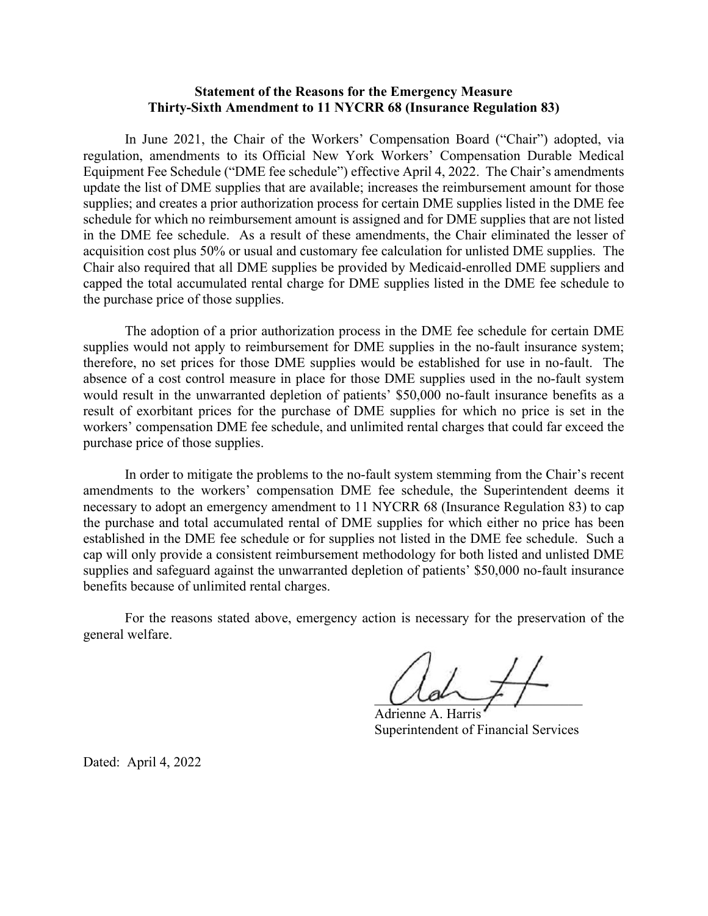**Statement of the Reasons for the Emergency Measure**
**Thirty-Sixth Amendment to 11 NYCRR 68 (Insurance Regulation 83)**

In June 2021, the Chair of the Workers' Compensation Board ("Chair") adopted, via regulation, amendments to its Official New York Workers' Compensation Durable Medical Equipment Fee Schedule ("DME fee schedule") effective April 4, 2022. The Chair's amendments update the list of DME supplies that are available; increases the reimbursement amount for those supplies; and creates a prior authorization process for certain DME supplies listed in the DME fee schedule for which no reimbursement amount is assigned and for DME supplies that are not listed in the DME fee schedule. As a result of these amendments, the Chair eliminated the lesser of acquisition cost plus 50% or usual and customary fee calculation for unlisted DME supplies. The Chair also required that all DME supplies be provided by Medicaid-enrolled DME suppliers and capped the total accumulated rental charge for DME supplies listed in the DME fee schedule to the purchase price of those supplies.

The adoption of a prior authorization process in the DME fee schedule for certain DME supplies would not apply to reimbursement for DME supplies in the no-fault insurance system; therefore, no set prices for those DME supplies would be established for use in no-fault. The absence of a cost control measure in place for those DME supplies used in the no-fault system would result in the unwarranted depletion of patients' $50,000 no-fault insurance benefits as a result of exorbitant prices for the purchase of DME supplies for which no price is set in the workers' compensation DME fee schedule, and unlimited rental charges that could far exceed the purchase price of those supplies.

In order to mitigate the problems to the no-fault system stemming from the Chair's recent amendments to the workers' compensation DME fee schedule, the Superintendent deems it necessary to adopt an emergency amendment to 11 NYCRR 68 (Insurance Regulation 83) to cap the purchase and total accumulated rental of DME supplies for which either no price has been established in the DME fee schedule or for supplies not listed in the DME fee schedule. Such a cap will only provide a consistent reimbursement methodology for both listed and unlisted DME supplies and safeguard against the unwarranted depletion of patients' $50,000 no-fault insurance benefits because of unlimited rental charges.

For the reasons stated above, emergency action is necessary for the preservation of the general welfare.

Adrienne A. Harris
Superintendent of Financial Services

Dated: April 4, 2022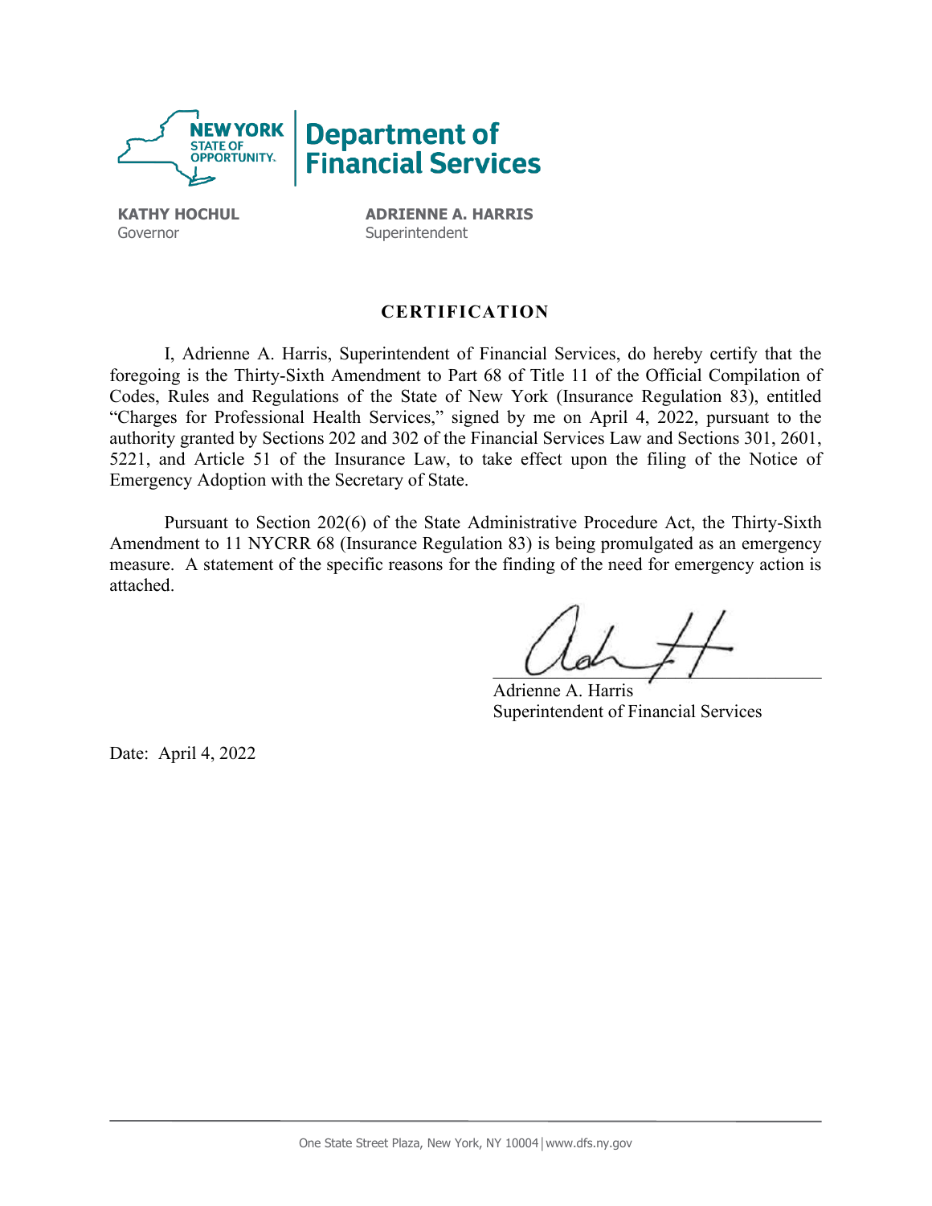**NEW YORK STATE OF OPPORTUNITY** | **Department of Financial Services**

**KATHY HOCHUL**
Governor

**ADRIENNE A. HARRIS**
Superintendent

## CERTIFICATION

I, Adrienne A. Harris, Superintendent of Financial Services, do hereby certify that the foregoing is the Thirty-Sixth Amendment to Part 68 of Title 11 of the Official Compilation of Codes, Rules and Regulations of the State of New York (Insurance Regulation 83), entitled "Charges for Professional Health Services," signed by me on April 4, 2022, pursuant to the authority granted by Sections 202 and 302 of the Financial Services Law and Sections 301, 2601, 5221, and Article 51 of the Insurance Law, to take effect upon the filing of the Notice of Emergency Adoption with the Secretary of State.

Pursuant to Section 202(6) of the State Administrative Procedure Act, the Thirty-Sixth Amendment to 11 NYCRR 68 (Insurance Regulation 83) is being promulgated as an emergency measure. A statement of the specific reasons for the finding of the need for emergency action is attached.

Adrienne A. Harris
Superintendent of Financial Services

Date: April 4, 2022

One State Street Plaza, New York, NY 10004 | www.dfs.ny.gov